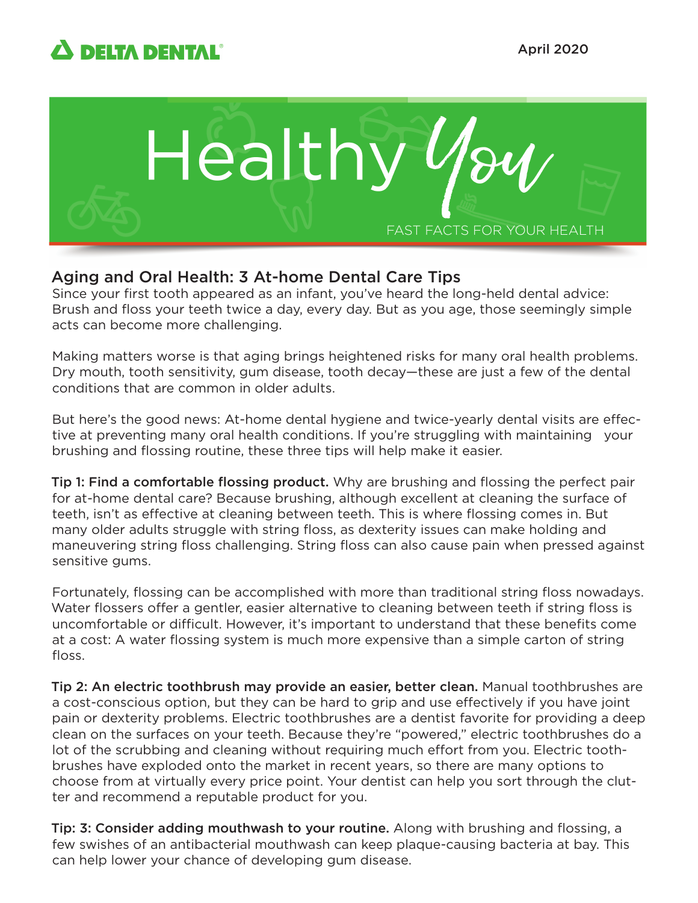DELTA DENTAL

April 2020

# Healthy You

FAST FACTS FOR YOUR HEALTH

## Aging and Oral Health: 3 At-home Dental Care Tips

Since your first tooth appeared as an infant, you've heard the long-held dental advice: Brush and floss your teeth twice a day, every day. But as you age, those seemingly simple acts can become more challenging.

Making matters worse is that aging brings heightened risks for many oral health problems. Dry mouth, tooth sensitivity, gum disease, tooth decay—these are just a few of the dental conditions that are common in older adults.

But here's the good news: At-home dental hygiene and twice-yearly dental visits are effective at preventing many oral health conditions. If you're struggling with maintaining your brushing and flossing routine, these three tips will help make it easier.

**Tip 1: Find a comfortable flossing product.** Why are brushing and flossing the perfect pair for at-home dental care? Because brushing, although excellent at cleaning the surface of teeth, isn't as effective at cleaning between teeth. This is where flossing comes in. But many older adults struggle with string floss, as dexterity issues can make holding and maneuvering string floss challenging. String floss can also cause pain when pressed against sensitive gums.

Fortunately, flossing can be accomplished with more than traditional string floss nowadays. Water flossers offer a gentler, easier alternative to cleaning between teeth if string floss is uncomfortable or difficult. However, it's important to understand that these benefits come at a cost: A water flossing system is much more expensive than a simple carton of string floss.

**Tip 2: An electric toothbrush may provide an easier, better clean.** Manual toothbrushes are a cost-conscious option, but they can be hard to grip and use effectively if you have joint pain or dexterity problems. Electric toothbrushes are a dentist favorite for providing a deep clean on the surfaces on your teeth. Because they're "powered," electric toothbrushes do a lot of the scrubbing and cleaning without requiring much effort from you. Electric toothbrushes have exploded onto the market in recent years, so there are many options to choose from at virtually every price point. Your dentist can help you sort through the clutter and recommend a reputable product for you.

**Tip: 3: Consider adding mouthwash to your routine.** Along with brushing and flossing, a few swishes of an antibacterial mouthwash can keep plaque-causing bacteria at bay. This can help lower your chance of developing gum disease.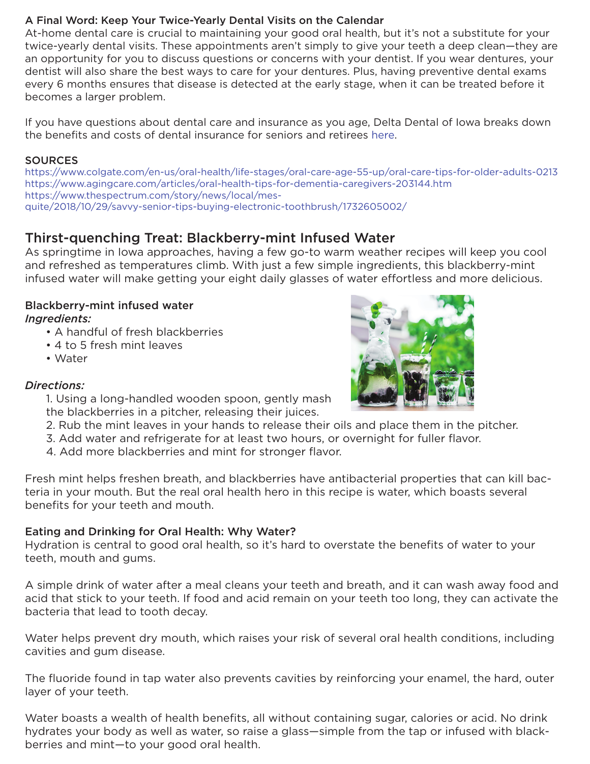### A Final Word: Keep Your Twice-Yearly Dental Visits on the Calendar

At-home dental care is crucial to maintaining your good oral health, but it's not a substitute for your twice-yearly dental visits. These appointments aren't simply to give your teeth a deep clean—they are an opportunity for you to discuss questions or concerns with your dentist. If you wear dentures, your dentist will also share the best ways to care for your dentures. Plus, having preventive dental exams every 6 months ensures that disease is detected at the early stage, when it can be treated before it becomes a larger problem.

If you have questions about dental care and insurance as you age, Delta Dental of Iowa breaks down the benefits and costs of dental insurance for seniors and retirees here.

### SOURCES

https://www.colgate.com/en-us/oral-health/life-stages/oral-care-age-55-up/oral-care-tips-for-older-adults-0213
https://www.agingcare.com/articles/oral-health-tips-for-dementia-caregivers-203144.htm
https://www.thespectrum.com/story/news/local/mesquite/2018/10/29/savvy-senior-tips-buying-electronic-toothbrush/1732605002/

## Thirst-quenching Treat: Blackberry-mint Infused Water

As springtime in Iowa approaches, having a few go-to warm weather recipes will keep you cool and refreshed as temperatures climb. With just a few simple ingredients, this blackberry-mint infused water will make getting your eight daily glasses of water effortless and more delicious.

### Blackberry-mint infused water

*Ingredients:*

- A handful of fresh blackberries
- 4 to 5 fresh mint leaves
- Water

*Directions:*

1. Using a long-handled wooden spoon, gently mash the blackberries in a pitcher, releasing their juices.
2. Rub the mint leaves in your hands to release their oils and place them in the pitcher.
3. Add water and refrigerate for at least two hours, or overnight for fuller flavor.
4. Add more blackberries and mint for stronger flavor.

Fresh mint helps freshen breath, and blackberries have antibacterial properties that can kill bacteria in your mouth. But the real oral health hero in this recipe is water, which boasts several benefits for your teeth and mouth.

### Eating and Drinking for Oral Health: Why Water?

Hydration is central to good oral health, so it's hard to overstate the benefits of water to your teeth, mouth and gums.

A simple drink of water after a meal cleans your teeth and breath, and it can wash away food and acid that stick to your teeth. If food and acid remain on your teeth too long, they can activate the bacteria that lead to tooth decay.

Water helps prevent dry mouth, which raises your risk of several oral health conditions, including cavities and gum disease.

The fluoride found in tap water also prevents cavities by reinforcing your enamel, the hard, outer layer of your teeth.

Water boasts a wealth of health benefits, all without containing sugar, calories or acid. No drink hydrates your body as well as water, so raise a glass—simple from the tap or infused with blackberries and mint—to your good oral health.